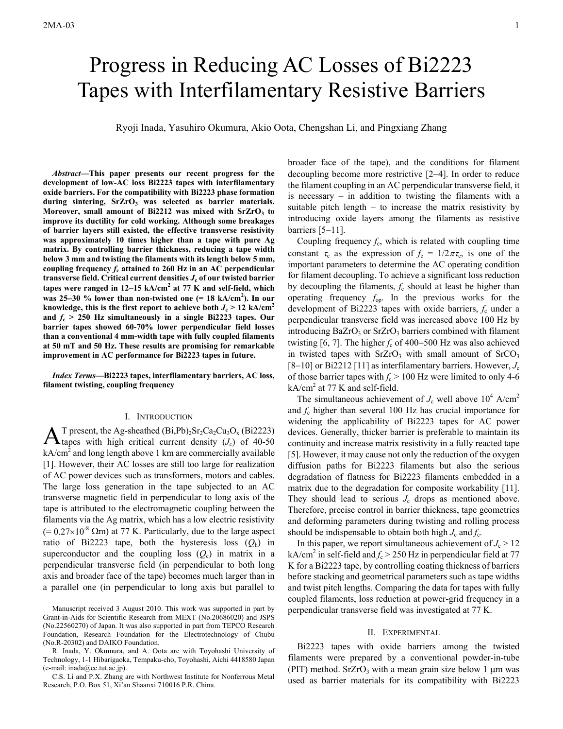# Progress in Reducing AC Losses of Bi2223 Tapes with Interfilamentary Resistive Barriers

Ryoji Inada, Yasuhiro Okumura, Akio Oota, Chengshan Li, and Pingxiang Zhang

***Abstract*—This paper presents our recent progress for the development of low-AC loss Bi2223 tapes with interfilamentary oxide barriers. For the compatibility with Bi2223 phase formation during sintering, $SrZrO_3$ was selected as barrier materials. Moreover, small amount of Bi2212 was mixed with $SrZrO_3$ to improve its ductility for cold working. Although some breakages of barrier layers still existed, the effective transverse resistivity was approximately 10 times higher than a tape with pure Ag matrix. By controlling barrier thickness, reducing a tape width below 3 mm and twisting the filaments with its length below 5 mm, coupling frequency $f_c$ attained to 260 Hz in an AC perpendicular transverse field. Critical current densities $J_c$ of our twisted barrier tapes were ranged in 12–15 kA/cm$^2$ at 77 K and self-field, which was 25–30 % lower than non-twisted one (= 18 kA/cm$^2$). In our knowledge, this is the first report to achieve both $J_c$ > 12 kA/cm$^2$ and $f_c$ > 250 Hz simultaneously in a single Bi2223 tapes. Our barrier tapes showed 60-70% lower perpendicular field losses than a conventional 4 mm-width tape with fully coupled filaments at 50 mT and 50 Hz. These results are promising for remarkable improvement in AC performance for Bi2223 tapes in future.**

***Index Terms*—Bi2223 tapes, interfilamentary barriers, AC loss, filament twisting, coupling frequency**

## I. Introduction

At present, the Ag-sheathed $(Bi,Pb)_2Sr_2Ca_2Cu_3O_x$ (Bi2223) tapes with high critical current density ($J_c$) of 40-50 kA/cm$^2$ and long length above 1 km are commercially available [1]. However, their AC losses are still too large for realization of AC power devices such as transformers, motors and cables. The large loss generation in the tape subjected to an AC transverse magnetic field in perpendicular to long axis of the tape is attributed to the electromagnetic coupling between the filaments via the Ag matrix, which has a low electric resistivity (= $0.27\times10^{-8}$ Ωm) at 77 K. Particularly, due to the large aspect ratio of Bi2223 tape, both the hysteresis loss ($Q_h$) in superconductor and the coupling loss ($Q_c$) in matrix in a perpendicular transverse field (in perpendicular to both long axis and broader face of the tape) becomes much larger than in a parallel one (in perpendicular to long axis but parallel to broader face of the tape), and the conditions for filament decoupling become more restrictive [2–4]. In order to reduce the filament coupling in an AC perpendicular transverse field, it is necessary – in addition to twisting the filaments with a suitable pitch length – to increase the matrix resistivity by introducing oxide layers among the filaments as resistive barriers [5−11].

Coupling frequency $f_c$, which is related with coupling time constant $\tau_c$ as the expression of $f_c = 1/2\pi\tau_c$, is one of the important parameters to determine the AC operating condition for filament decoupling. To achieve a significant loss reduction by decoupling the filaments, $f_c$ should at least be higher than operating frequency $f_{op}$. In the previous works for the development of Bi2223 tapes with oxide barriers, $f_c$ under a perpendicular transverse field was increased above 100 Hz by introducing $BaZrO_3$ or $SrZrO_3$ barriers combined with filament twisting [6, 7]. The higher $f_c$ of 400−500 Hz was also achieved in twisted tapes with $SrZrO_3$ with small amount of $SrCO_3$ [8−10] or Bi2212 [11] as interfilamentary barriers. However, $J_c$ of those barrier tapes with $f_c$ > 100 Hz were limited to only 4-6 kA/cm$^2$ at 77 K and self-field.

The simultaneous achievement of $J_c$ well above $10^4$ A/cm$^2$ and $f_c$ higher than several 100 Hz has crucial importance for widening the applicability of Bi2223 tapes for AC power devices. Generally, thicker barrier is preferable to maintain its continuity and increase matrix resistivity in a fully reacted tape [5]. However, it may cause not only the reduction of the oxygen diffusion paths for Bi2223 filaments but also the serious degradation of flatness for Bi2223 filaments embedded in a matrix due to the degradation for composite workability [11]. They should lead to serious $J_c$ drops as mentioned above. Therefore, precise control in barrier thickness, tape geometries and deforming parameters during twisting and rolling process should be indispensable to obtain both high $J_c$ and $f_c$.

In this paper, we report simultaneous achievement of $J_c$ > 12 kA/cm$^2$ in self-field and $f_c$ > 250 Hz in perpendicular field at 77 K for a Bi2223 tape, by controlling coating thickness of barriers before stacking and geometrical parameters such as tape widths and twist pitch lengths. Comparing the data for tapes with fully coupled filaments, loss reduction at power-grid frequency in a perpendicular transverse field was investigated at 77 K.

## II. Experimental

Bi2223 tapes with oxide barriers among the twisted filaments were prepared by a conventional powder-in-tube (PIT) method. $SrZrO_3$ with a mean grain size below 1 μm was used as barrier materials for its compatibility with Bi2223

Manuscript received 3 August 2010. This work was supported in part by Grant-in-Aids for Scientific Research from MEXT (No.20686020) and JSPS (No.22560270) of Japan. It was also supported in part from TEPCO Research Foundation, Research Foundation for the Electrotechnology of Chubu (No.R-20302) and DAIKO Foundation.

R. Inada, Y. Okumura, and A. Oota are with Toyohashi University of Technology, 1-1 Hibarigaoka, Tempaku-cho, Toyohashi, Aichi 4418580 Japan (e-mail: inada@ee.tut.ac.jp).

C.S. Li and P.X. Zhang are with Northwest Institute for Nonferrous Metal Research, P.O. Box 51, Xi'an Shaanxi 710016 P.R. China.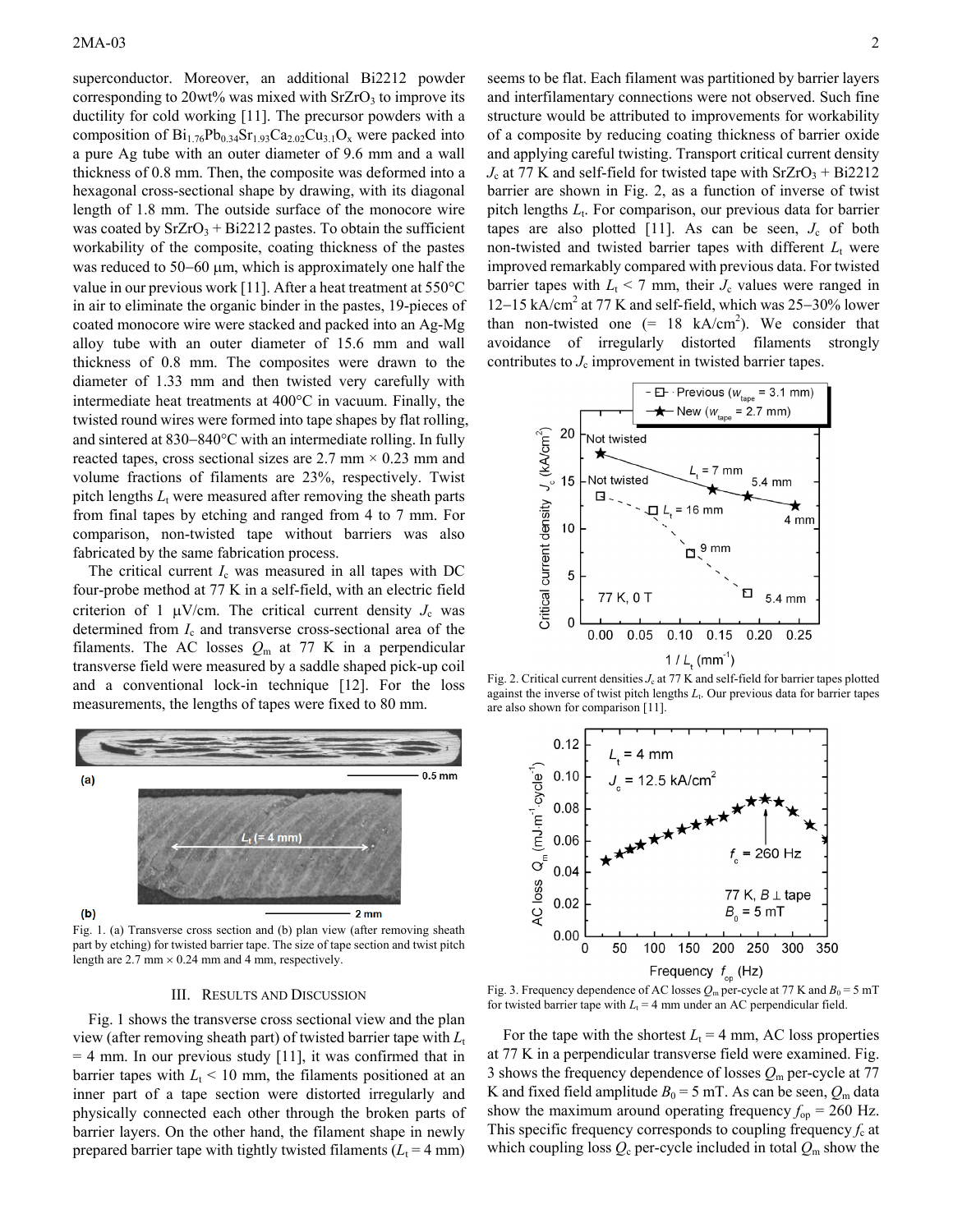superconductor. Moreover, an additional Bi2212 powder corresponding to 20wt% was mixed with $SrZrO_3$ to improve its ductility for cold working [11]. The precursor powders with a composition of $Bi_{1.76}Pb_{0.34}Sr_{1.93}Ca_{2.02}Cu_{3.1}O_x$ were packed into a pure Ag tube with an outer diameter of 9.6 mm and a wall thickness of 0.8 mm. Then, the composite was deformed into a hexagonal cross-sectional shape by drawing, with its diagonal length of 1.8 mm. The outside surface of the monocore wire was coated by $SrZrO_3$ + Bi2212 pastes. To obtain the sufficient workability of the composite, coating thickness of the pastes was reduced to 50–60 μm, which is approximately one half the value in our previous work [11]. After a heat treatment at 550°C in air to eliminate the organic binder in the pastes, 19-pieces of coated monocore wire were stacked and packed into an Ag-Mg alloy tube with an outer diameter of 15.6 mm and wall thickness of 0.8 mm. The composites were drawn to the diameter of 1.33 mm and then twisted very carefully with intermediate heat treatments at 400°C in vacuum. Finally, the twisted round wires were formed into tape shapes by flat rolling, and sintered at 830–840°C with an intermediate rolling. In fully reacted tapes, cross sectional sizes are 2.7 mm × 0.23 mm and volume fractions of filaments are 23%, respectively. Twist pitch lengths $L_t$ were measured after removing the sheath parts from final tapes by etching and ranged from 4 to 7 mm. For comparison, non-twisted tape without barriers was also fabricated by the same fabrication process.

The critical current $I_c$ was measured in all tapes with DC four-probe method at 77 K in a self-field, with an electric field criterion of 1 μV/cm. The critical current density $J_c$ was determined from $I_c$ and transverse cross-sectional area of the filaments. The AC losses $Q_m$ at 77 K in a perpendicular transverse field were measured by a saddle shaped pick-up coil and a conventional lock-in technique [12]. For the loss measurements, the lengths of tapes were fixed to 80 mm.

Fig. 1. (a) Transverse cross section and (b) plan view (after removing sheath part by etching) for twisted barrier tape. The size of tape section and twist pitch length are 2.7 mm × 0.24 mm and 4 mm, respectively.

## III. Results and Discussion

Fig. 1 shows the transverse cross sectional view and the plan view (after removing sheath part) of twisted barrier tape with $L_t$ = 4 mm. In our previous study [11], it was confirmed that in barrier tapes with $L_t$ < 10 mm, the filaments positioned at an inner part of a tape section were distorted irregularly and physically connected each other through the broken parts of barrier layers. On the other hand, the filament shape in newly prepared barrier tape with tightly twisted filaments ($L_t$ = 4 mm) seems to be flat. Each filament was partitioned by barrier layers and interfilamentary connections were not observed. Such fine structure would be attributed to improvements for workability of a composite by reducing coating thickness of barrier oxide and applying careful twisting. Transport critical current density $J_c$ at 77 K and self-field for twisted tape with $SrZrO_3$ + Bi2212 barrier are shown in Fig. 2, as a function of inverse of twist pitch lengths $L_t$. For comparison, our previous data for barrier tapes are also plotted [11]. As can be seen, $J_c$ of both non-twisted and twisted barrier tapes with different $L_t$ were improved remarkably compared with previous data. For twisted barrier tapes with $L_t$ < 7 mm, their $J_c$ values were ranged in 12–15 kA/cm$^2$ at 77 K and self-field, which was 25–30% lower than non-twisted one (= 18 kA/cm$^2$). We consider that avoidance of irregularly distorted filaments strongly contributes to $J_c$ improvement in twisted barrier tapes.

Fig. 2. Critical current densities $J_c$ at 77 K and self-field for barrier tapes plotted against the inverse of twist pitch lengths $L_t$. Our previous data for barrier tapes are also shown for comparison [11].

Fig. 3. Frequency dependence of AC losses $Q_m$ per-cycle at 77 K and $B_0$ = 5 mT for twisted barrier tape with $L_t$ = 4 mm under an AC perpendicular field.

For the tape with the shortest $L_t$ = 4 mm, AC loss properties at 77 K in a perpendicular transverse field were examined. Fig. 3 shows the frequency dependence of losses $Q_m$ per-cycle at 77 K and fixed field amplitude $B_0$ = 5 mT. As can be seen, $Q_m$ data show the maximum around operating frequency $f_{op}$ = 260 Hz. This specific frequency corresponds to coupling frequency $f_c$ at which coupling loss $Q_c$ per-cycle included in total $Q_m$ show the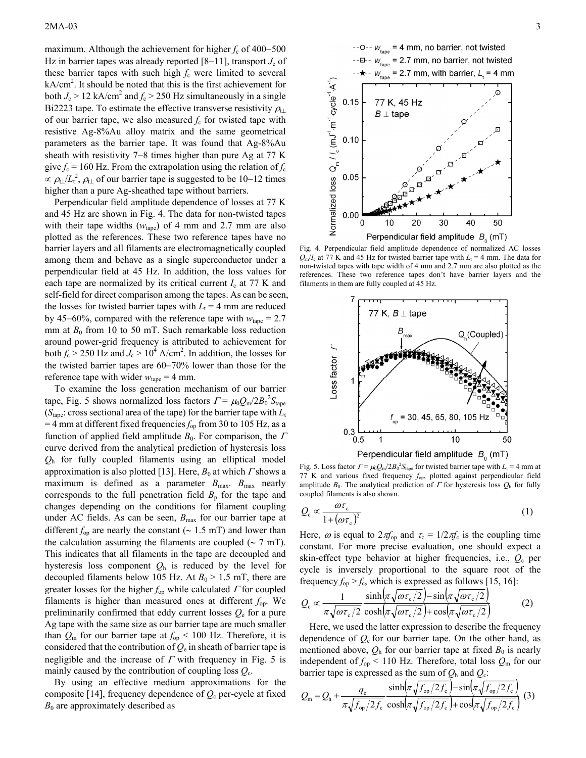maximum. Although the achievement for higher $f_c$ of 400−500 Hz in barrier tapes was already reported [8−11], transport $J_c$ of these barrier tapes with such high $f_c$ were limited to several kA/cm$^2$. It should be noted that this is the first achievement for both $J_c > 12$ kA/cm$^2$ and $f_c > 250$ Hz simultaneously in a single Bi2223 tape. To estimate the effective transverse resistivity $\rho_{t\perp}$ of our barrier tape, we also measured $f_c$ for twisted tape with resistive Ag-8%Au alloy matrix and the same geometrical parameters as the barrier tape. It was found that Ag-8%Au sheath with resistivity 7−8 times higher than pure Ag at 77 K give $f_c = 160$ Hz. From the extrapolation using the relation of $f_c \propto \rho_{t\perp}/L_t^2$, $\rho_{t\perp}$ of our barrier tape is suggested to be 10−12 times higher than a pure Ag-sheathed tape without barriers.

Perpendicular field amplitude dependence of losses at 77 K and 45 Hz are shown in Fig. 4. The data for non-twisted tapes with their tape widths ($w_{tape}$) of 4 mm and 2.7 mm are also plotted as the references. These two reference tapes have no barrier layers and all filaments are electromagnetically coupled among them and behave as a single superconductor under a perpendicular field at 45 Hz. In addition, the loss values for each tape are normalized by its critical current $I_c$ at 77 K and self-field for direct comparison among the tapes. As can be seen, the losses for twisted barrier tapes with $L_t = 4$ mm are reduced by 45−60%, compared with the reference tape with $w_{tape} = 2.7$ mm at $B_0$ from 10 to 50 mT. Such remarkable loss reduction around power-grid frequency is attributed to achievement for both $f_c > 250$ Hz and $J_c > 10^4$ A/cm$^2$. In addition, the losses for the twisted barrier tapes are 60−70% lower than those for the reference tape with wider $w_{tape} = 4$ mm.

To examine the loss generation mechanism of our barrier tape, Fig. 5 shows normalized loss factors $\Gamma = \mu_0 Q_m / 2B_0^2 S_{tape}$ ($S_{tape}$: cross sectional area of the tape) for the barrier tape with $L_t = 4$ mm at different fixed frequencies $f_{op}$ from 30 to 105 Hz, as a function of applied field amplitude $B_0$. For comparison, the $\Gamma$ curve derived from the analytical prediction of hysteresis loss $Q_h$ for fully coupled filaments using an elliptical model approximation is also plotted [13]. Here, $B_0$ at which $\Gamma$ shows a maximum is defined as a parameter $B_{max}$. $B_{max}$ nearly corresponds to the full penetration field $B_p$ for the tape and changes depending on the conditions for filament coupling under AC fields. As can be seen, $B_{max}$ for our barrier tape at different $f_{op}$ are nearly the constant (~ 1.5 mT) and lower than the calculation assuming the filaments are coupled (~ 7 mT). This indicates that all filaments in the tape are decoupled and hysteresis loss component $Q_h$ is reduced by the level for decoupled filaments below 105 Hz. At $B_0 > 1.5$ mT, there are greater losses for the higher $f_{op}$ while calculated $\Gamma$ for coupled filaments is higher than measured ones at different $f_{op}$. We preliminarily confirmed that eddy current losses $Q_e$ for a pure Ag tape with the same size as our barrier tape are much smaller than $Q_m$ for our barrier tape at $f_{op} < 100$ Hz. Therefore, it is considered that the contribution of $Q_e$ in sheath of barrier tape is negligible and the increase of $\Gamma$ with frequency in Fig. 5 is mainly caused by the contribution of coupling loss $Q_c$.

By using an effective medium approximations for the composite [14], frequency dependence of $Q_c$ per-cycle at fixed $B_0$ are approximately described as

$$Q_c \propto \frac{\omega\tau_c}{1+(\omega\tau_c)^2} \tag{1}$$

Here, $\omega$ is equal to $2\pi f_{op}$ and $\tau_c = 1/2\pi f_c$ is the coupling time constant. For more precise evaluation, one should expect a skin-effect type behavior at higher frequencies, i.e., $Q_c$ per cycle is inversely proportional to the square root of the frequency $f_{op} > f_c$, which is expressed as follows [15, 16]:

$$Q_c \propto \frac{1}{\pi\sqrt{\omega\tau_c/2}} \frac{\sinh\left(\pi\sqrt{\omega\tau_c/2}\right)-\sin\left(\pi\sqrt{\omega\tau_c/2}\right)}{\cosh\left(\pi\sqrt{\omega\tau_c/2}\right)+\cos\left(\pi\sqrt{\omega\tau_c/2}\right)} \tag{2}$$

Here, we used the latter expression to describe the frequency dependence of $Q_c$ for our barrier tape. On the other hand, as mentioned above, $Q_h$ for our barrier tape at fixed $B_0$ is nearly independent of $f_{op} < 110$ Hz. Therefore, total loss $Q_m$ for our barrier tape is expressed as the sum of $Q_h$ and $Q_c$:

$$Q_m = Q_h + \frac{q_c}{\pi\sqrt{f_{op}/2f_c}} \frac{\sinh\left(\pi\sqrt{f_{op}/2f_c}\right)-\sin\left(\pi\sqrt{f_{op}/2f_c}\right)}{\cosh\left(\pi\sqrt{f_{op}/2f_c}\right)+\cos\left(\pi\sqrt{f_{op}/2f_c}\right)} \tag{3}$$

Fig. 4. Perpendicular field amplitude dependence of normalized AC losses $Q_m/I_c$ at 77 K and 45 Hz for twisted barrier tape with $L_t = 4$ mm. The data for non-twisted tapes with tape width of 4 mm and 2.7 mm are also plotted as the references. These two reference tapes don't have barrier layers and the filaments in them are fully coupled at 45 Hz.

Fig. 5. Loss factor $\Gamma = \mu_0 Q_m / 2B_0^2 S_{tape}$ for twisted barrier tape with $L_t = 4$ mm at 77 K and various fixed frequency $f_{op}$, plotted against perpendicular field amplitude $B_0$. The analytical prediction of $\Gamma$ for hysteresis loss $Q_h$ for fully coupled filaments is also shown.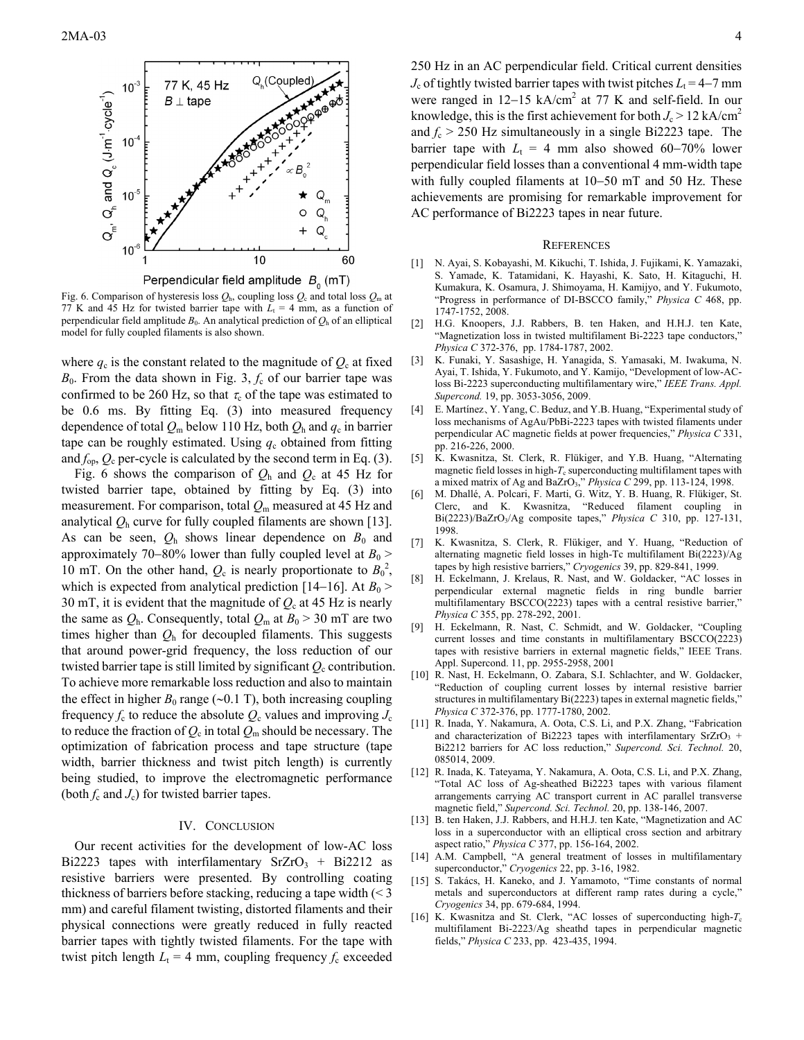77 K, 45 Hz

$B \perp$ tape

$Q_h$(Coupled)

$\propto B_0^2$

★ $Q_m$

○ $Q_h$

+ $Q_c$

$Q_m$, $Q_h$ and $Q_c$ (J·m$^{-1}$·cycle$^{-1}$)

$10^{-3}$

$10^{-4}$

$10^{-5}$

$10^{-6}$

1

10

60

Perpendicular field amplitude $B_0$ (mT)

Fig. 6. Comparison of hysteresis loss $Q_h$, coupling loss $Q_c$ and total loss $Q_m$ at 77 K and 45 Hz for twisted barrier tape with $L_t$ = 4 mm, as a function of perpendicular field amplitude $B_0$. An analytical prediction of $Q_h$ of an elliptical model for fully coupled filaments is also shown.

where $q_c$ is the constant related to the magnitude of $Q_c$ at fixed $B_0$. From the data shown in Fig. 3, $f_c$ of our barrier tape was confirmed to be 260 Hz, so that $\tau_c$ of the tape was estimated to be 0.6 ms. By fitting Eq. (3) into measured frequency dependence of total $Q_m$ below 110 Hz, both $Q_h$ and $q_c$ in barrier tape can be roughly estimated. Using $q_c$ obtained from fitting and $f_{op}$, $Q_c$ per-cycle is calculated by the second term in Eq. (3).

Fig. 6 shows the comparison of $Q_h$ and $Q_c$ at 45 Hz for twisted barrier tape, obtained by fitting by Eq. (3) into measurement. For comparison, total $Q_m$ measured at 45 Hz and analytical $Q_h$ curve for fully coupled filaments are shown [13]. As can be seen, $Q_h$ shows linear dependence on $B_0$ and approximately 70–80% lower than fully coupled level at $B_0$ > 10 mT. On the other hand, $Q_c$ is nearly proportionate to $B_0^2$, which is expected from analytical prediction [14–16]. At $B_0$ > 30 mT, it is evident that the magnitude of $Q_c$ at 45 Hz is nearly the same as $Q_h$. Consequently, total $Q_m$ at $B_0$ > 30 mT are two times higher than $Q_h$ for decoupled filaments. This suggests that around power-grid frequency, the loss reduction of our twisted barrier tape is still limited by significant $Q_c$ contribution. To achieve more remarkable loss reduction and also to maintain the effect in higher $B_0$ range (~0.1 T), both increasing coupling frequency $f_c$ to reduce the absolute $Q_c$ values and improving $J_c$ to reduce the fraction of $Q_c$ in total $Q_m$ should be necessary. The optimization of fabrication process and tape structure (tape width, barrier thickness and twist pitch length) is currently being studied, to improve the electromagnetic performance (both $f_c$ and $J_c$) for twisted barrier tapes.

## IV. Conclusion

Our recent activities for the development of low-AC loss Bi2223 tapes with interfilamentary $SrZrO_3$ + Bi2212 as resistive barriers were presented. By controlling coating thickness of barriers before stacking, reducing a tape width (< 3 mm) and careful filament twisting, distorted filaments and their physical connections were greatly reduced in fully reacted barrier tapes with tightly twisted filaments. For the tape with twist pitch length $L_t$ = 4 mm, coupling frequency $f_c$ exceeded 250 Hz in an AC perpendicular field. Critical current densities $J_c$ of tightly twisted barrier tapes with twist pitches $L_t$ = 4–7 mm were ranged in 12–15 kA/cm$^2$ at 77 K and self-field. In our knowledge, this is the first achievement for both $J_c$ > 12 kA/cm$^2$ and $f_c$ > 250 Hz simultaneously in a single Bi2223 tape. The barrier tape with $L_t$ = 4 mm also showed 60–70% lower perpendicular field losses than a conventional 4 mm-width tape with fully coupled filaments at 10–50 mT and 50 Hz. These achievements are promising for remarkable improvement for AC performance of Bi2223 tapes in near future.

## References

[1] N. Ayai, S. Kobayashi, M. Kikuchi, T. Ishida, J. Fujikami, K. Yamazaki, S. Yamade, K. Tatamidani, K. Hayashi, K. Sato, H. Kitaguchi, H. Kumakura, K. Osamura, J. Shimoyama, H. Kamijyo, and Y. Fukumoto, "Progress in performance of DI-BSCCO family," *Physica C* 468, pp. 1747-1752, 2008.

[2] H.G. Knoopers, J.J. Rabbers, B. ten Haken, and H.H.J. ten Kate, "Magnetization loss in twisted multifilament Bi-2223 tape conductors," *Physica C* 372-376, pp. 1784-1787, 2002.

[3] K. Funaki, Y. Sasashige, H. Yanagida, S. Yamasaki, M. Iwakuma, N. Ayai, T. Ishida, Y. Fukumoto, and Y. Kamijo, "Development of low-AC-loss Bi-2223 superconducting multifilamentary wire," *IEEE Trans. Appl. Supercond.* 19, pp. 3053-3056, 2009.

[4] E. Martínez, Y. Yang, C. Beduz, and Y.B. Huang, "Experimental study of loss mechanisms of AgAu/PbBi-2223 tapes with twisted filaments under perpendicular AC magnetic fields at power frequencies," *Physica C* 331, pp. 216-226, 2000.

[5] K. Kwasnitza, St. Clerk, R. Flükiger, and Y.B. Huang, "Alternating magnetic field losses in high-$T_c$ superconducting multifilament tapes with a mixed matrix of Ag and $BaZrO_3$," *Physica C* 299, pp. 113-124, 1998.

[6] M. Dhallé, A. Polcari, F. Marti, G. Witz, Y. B. Huang, R. Flükiger, St. Clerc, and K. Kwasnitza, "Reduced filament coupling in Bi(2223)/$BaZrO_3$/Ag composite tapes," *Physica C* 310, pp. 127-131, 1998.

[7] K. Kwasnitza, S. Clerk, R. Flükiger, and Y. Huang, "Reduction of alternating magnetic field losses in high-Tc multifilament Bi(2223)/Ag tapes by high resistive barriers," *Cryogenics* 39, pp. 829-841, 1999.

[8] H. Eckelmann, J. Krelaus, R. Nast, and W. Goldacker, "AC losses in perpendicular external magnetic fields in ring bundle barrier multifilamentary BSCCO(2223) tapes with a central resistive barrier," *Physica C* 355, pp. 278-292, 2001.

[9] H. Eckelmann, R. Nast, C. Schmidt, and W. Goldacker, "Coupling current losses and time constants in multifilamentary BSCCO(2223) tapes with resistive barriers in external magnetic fields," IEEE Trans. Appl. Supercond. 11, pp. 2955-2958, 2001

[10] R. Nast, H. Eckelmann, O. Zabara, S.I. Schlachter, and W. Goldacker, "Reduction of coupling current losses by internal resistive barrier structures in multifilamentary Bi(2223) tapes in external magnetic fields," *Physica C* 372-376, pp. 1777-1780, 2002.

[11] R. Inada, Y. Nakamura, A. Oota, C.S. Li, and P.X. Zhang, "Fabrication and characterization of Bi2223 tapes with interfilamentary $SrZrO_3$ + Bi2212 barriers for AC loss reduction," *Supercond. Sci. Technol.* 20, 085014, 2009.

[12] R. Inada, K. Tateyama, Y. Nakamura, A. Oota, C.S. Li, and P.X. Zhang, "Total AC loss of Ag-sheathed Bi2223 tapes with various filament arrangements carrying AC transport current in AC parallel transverse magnetic field," *Supercond. Sci. Technol.* 20, pp. 138-146, 2007.

[13] B. ten Haken, J.J. Rabbers, and H.H.J. ten Kate, "Magnetization and AC loss in a superconductor with an elliptical cross section and arbitrary aspect ratio," *Physica C* 377, pp. 156-164, 2002.

[14] A.M. Campbell, "A general treatment of losses in multifilamentary superconductor," *Cryogenics* 22, pp. 3-16, 1982.

[15] S. Takács, H. Kaneko, and J. Yamamoto, "Time constants of normal metals and superconductors at different ramp rates during a cycle," *Cryogenics* 34, pp. 679-684, 1994.

[16] K. Kwasnitza and St. Clerk, "AC losses of superconducting high-$T_c$ multifilament Bi-2223/Ag sheathd tapes in perpendicular magnetic fields," *Physica C* 233, pp. 423-435, 1994.